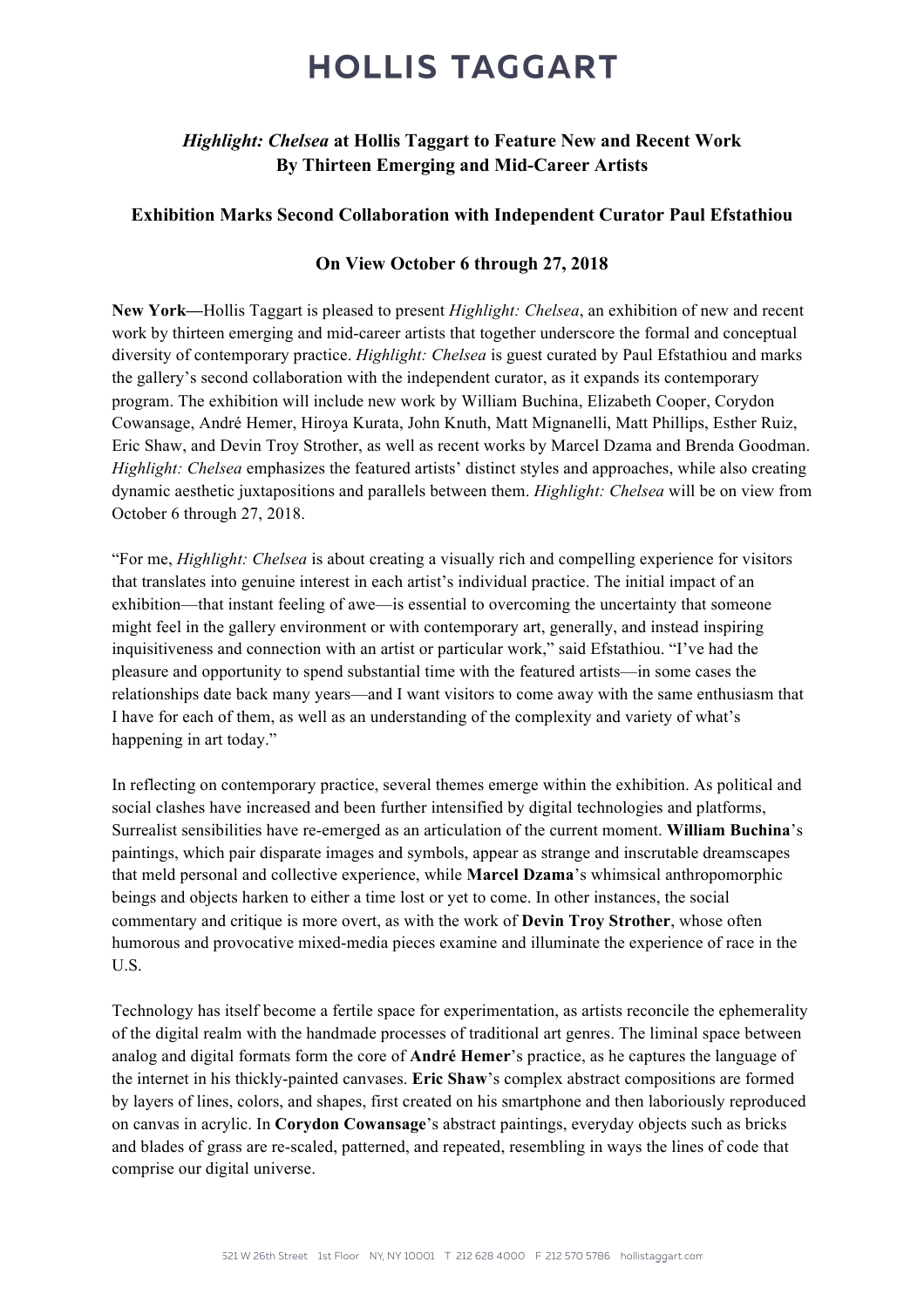# HOLLIS TAGGART

## *Highlight: Chelsea* at Hollis Taggart to Feature New and Recent Work By Thirteen Emerging and Mid-Career Artists

### Exhibition Marks Second Collaboration with Independent Curator Paul Efstathiou

### On View October 6 through 27, 2018

**New York—**Hollis Taggart is pleased to present *Highlight: Chelsea*, an exhibition of new and recent work by thirteen emerging and mid-career artists that together underscore the formal and conceptual diversity of contemporary practice. *Highlight: Chelsea* is guest curated by Paul Efstathiou and marks the gallery's second collaboration with the independent curator, as it expands its contemporary program. The exhibition will include new work by William Buchina, Elizabeth Cooper, Corydon Cowansage, André Hemer, Hiroya Kurata, John Knuth, Matt Mignanelli, Matt Phillips, Esther Ruiz, Eric Shaw, and Devin Troy Strother, as well as recent works by Marcel Dzama and Brenda Goodman. *Highlight: Chelsea* emphasizes the featured artists' distinct styles and approaches, while also creating dynamic aesthetic juxtapositions and parallels between them. *Highlight: Chelsea* will be on view from October 6 through 27, 2018.

"For me, *Highlight: Chelsea* is about creating a visually rich and compelling experience for visitors that translates into genuine interest in each artist's individual practice. The initial impact of an exhibition—that instant feeling of awe—is essential to overcoming the uncertainty that someone might feel in the gallery environment or with contemporary art, generally, and instead inspiring inquisitiveness and connection with an artist or particular work," said Efstathiou. "I've had the pleasure and opportunity to spend substantial time with the featured artists—in some cases the relationships date back many years—and I want visitors to come away with the same enthusiasm that I have for each of them, as well as an understanding of the complexity and variety of what's happening in art today."

In reflecting on contemporary practice, several themes emerge within the exhibition. As political and social clashes have increased and been further intensified by digital technologies and platforms, Surrealist sensibilities have re-emerged as an articulation of the current moment. **William Buchina**'s paintings, which pair disparate images and symbols, appear as strange and inscrutable dreamscapes that meld personal and collective experience, while **Marcel Dzama**'s whimsical anthropomorphic beings and objects harken to either a time lost or yet to come. In other instances, the social commentary and critique is more overt, as with the work of **Devin Troy Strother**, whose often humorous and provocative mixed-media pieces examine and illuminate the experience of race in the U.S.

Technology has itself become a fertile space for experimentation, as artists reconcile the ephemerality of the digital realm with the handmade processes of traditional art genres. The liminal space between analog and digital formats form the core of **André Hemer**'s practice, as he captures the language of the internet in his thickly-painted canvases. **Eric Shaw**'s complex abstract compositions are formed by layers of lines, colors, and shapes, first created on his smartphone and then laboriously reproduced on canvas in acrylic. In **Corydon Cowansage**'s abstract paintings, everyday objects such as bricks and blades of grass are re-scaled, patterned, and repeated, resembling in ways the lines of code that comprise our digital universe.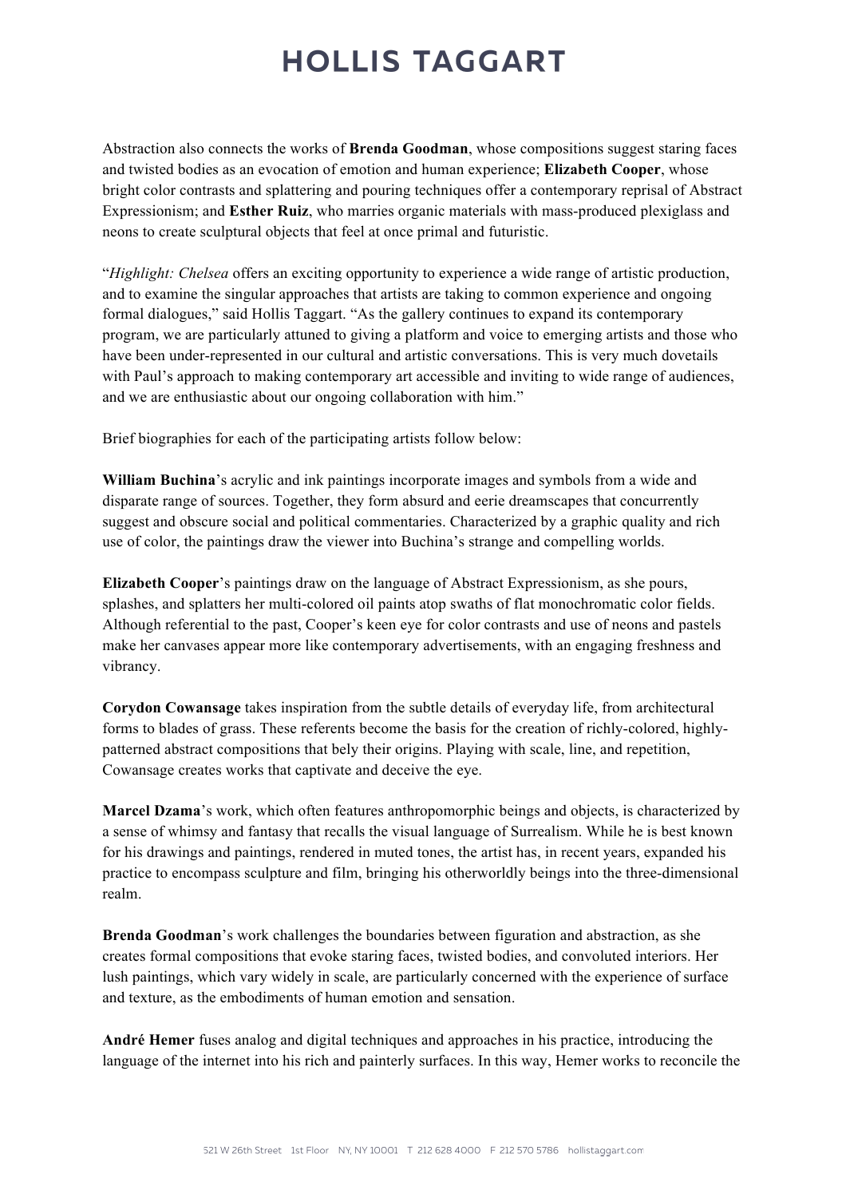Abstraction also connects the works of **Brenda Goodman**, whose compositions suggest staring faces and twisted bodies as an evocation of emotion and human experience; **Elizabeth Cooper**, whose bright color contrasts and splattering and pouring techniques offer a contemporary reprisal of Abstract Expressionism; and **Esther Ruiz**, who marries organic materials with mass-produced plexiglass and neons to create sculptural objects that feel at once primal and futuristic.

"*Highlight: Chelsea* offers an exciting opportunity to experience a wide range of artistic production, and to examine the singular approaches that artists are taking to common experience and ongoing formal dialogues," said Hollis Taggart. "As the gallery continues to expand its contemporary program, we are particularly attuned to giving a platform and voice to emerging artists and those who have been under-represented in our cultural and artistic conversations. This is very much dovetails with Paul's approach to making contemporary art accessible and inviting to wide range of audiences, and we are enthusiastic about our ongoing collaboration with him."

Brief biographies for each of the participating artists follow below:

**William Buchina**'s acrylic and ink paintings incorporate images and symbols from a wide and disparate range of sources. Together, they form absurd and eerie dreamscapes that concurrently suggest and obscure social and political commentaries. Characterized by a graphic quality and rich use of color, the paintings draw the viewer into Buchina's strange and compelling worlds.

**Elizabeth Cooper**'s paintings draw on the language of Abstract Expressionism, as she pours, splashes, and splatters her multi-colored oil paints atop swaths of flat monochromatic color fields. Although referential to the past, Cooper's keen eye for color contrasts and use of neons and pastels make her canvases appear more like contemporary advertisements, with an engaging freshness and vibrancy.

**Corydon Cowansage** takes inspiration from the subtle details of everyday life, from architectural forms to blades of grass. These referents become the basis for the creation of richly-colored, highly-patterned abstract compositions that bely their origins. Playing with scale, line, and repetition, Cowansage creates works that captivate and deceive the eye.

**Marcel Dzama**'s work, which often features anthropomorphic beings and objects, is characterized by a sense of whimsy and fantasy that recalls the visual language of Surrealism. While he is best known for his drawings and paintings, rendered in muted tones, the artist has, in recent years, expanded his practice to encompass sculpture and film, bringing his otherworldly beings into the three-dimensional realm.

**Brenda Goodman**'s work challenges the boundaries between figuration and abstraction, as she creates formal compositions that evoke staring faces, twisted bodies, and convoluted interiors. Her lush paintings, which vary widely in scale, are particularly concerned with the experience of surface and texture, as the embodiments of human emotion and sensation.

**André Hemer** fuses analog and digital techniques and approaches in his practice, introducing the language of the internet into his rich and painterly surfaces. In this way, Hemer works to reconcile the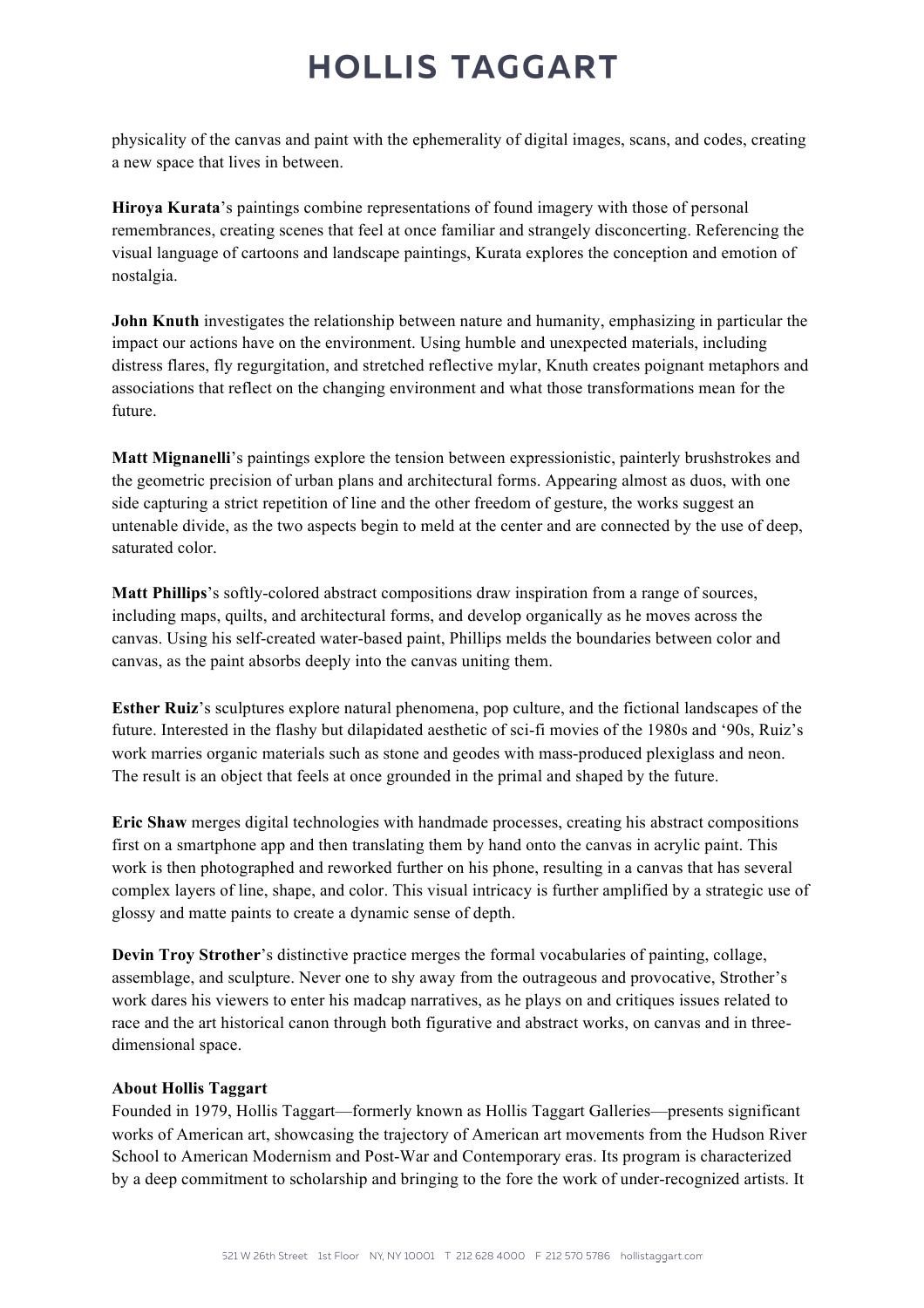physicality of the canvas and paint with the ephemerality of digital images, scans, and codes, creating a new space that lives in between.

**Hiroya Kurata**'s paintings combine representations of found imagery with those of personal remembrances, creating scenes that feel at once familiar and strangely disconcerting. Referencing the visual language of cartoons and landscape paintings, Kurata explores the conception and emotion of nostalgia.

**John Knuth** investigates the relationship between nature and humanity, emphasizing in particular the impact our actions have on the environment. Using humble and unexpected materials, including distress flares, fly regurgitation, and stretched reflective mylar, Knuth creates poignant metaphors and associations that reflect on the changing environment and what those transformations mean for the future.

**Matt Mignanelli**'s paintings explore the tension between expressionistic, painterly brushstrokes and the geometric precision of urban plans and architectural forms. Appearing almost as duos, with one side capturing a strict repetition of line and the other freedom of gesture, the works suggest an untenable divide, as the two aspects begin to meld at the center and are connected by the use of deep, saturated color.

**Matt Phillips**'s softly-colored abstract compositions draw inspiration from a range of sources, including maps, quilts, and architectural forms, and develop organically as he moves across the canvas. Using his self-created water-based paint, Phillips melds the boundaries between color and canvas, as the paint absorbs deeply into the canvas uniting them.

**Esther Ruiz**'s sculptures explore natural phenomena, pop culture, and the fictional landscapes of the future. Interested in the flashy but dilapidated aesthetic of sci-fi movies of the 1980s and '90s, Ruiz's work marries organic materials such as stone and geodes with mass-produced plexiglass and neon. The result is an object that feels at once grounded in the primal and shaped by the future.

**Eric Shaw** merges digital technologies with handmade processes, creating his abstract compositions first on a smartphone app and then translating them by hand onto the canvas in acrylic paint. This work is then photographed and reworked further on his phone, resulting in a canvas that has several complex layers of line, shape, and color. This visual intricacy is further amplified by a strategic use of glossy and matte paints to create a dynamic sense of depth.

**Devin Troy Strother**'s distinctive practice merges the formal vocabularies of painting, collage, assemblage, and sculpture. Never one to shy away from the outrageous and provocative, Strother's work dares his viewers to enter his madcap narratives, as he plays on and critiques issues related to race and the art historical canon through both figurative and abstract works, on canvas and in three-dimensional space.

**About Hollis Taggart**

Founded in 1979, Hollis Taggart—formerly known as Hollis Taggart Galleries—presents significant works of American art, showcasing the trajectory of American art movements from the Hudson River School to American Modernism and Post-War and Contemporary eras. Its program is characterized by a deep commitment to scholarship and bringing to the fore the work of under-recognized artists. It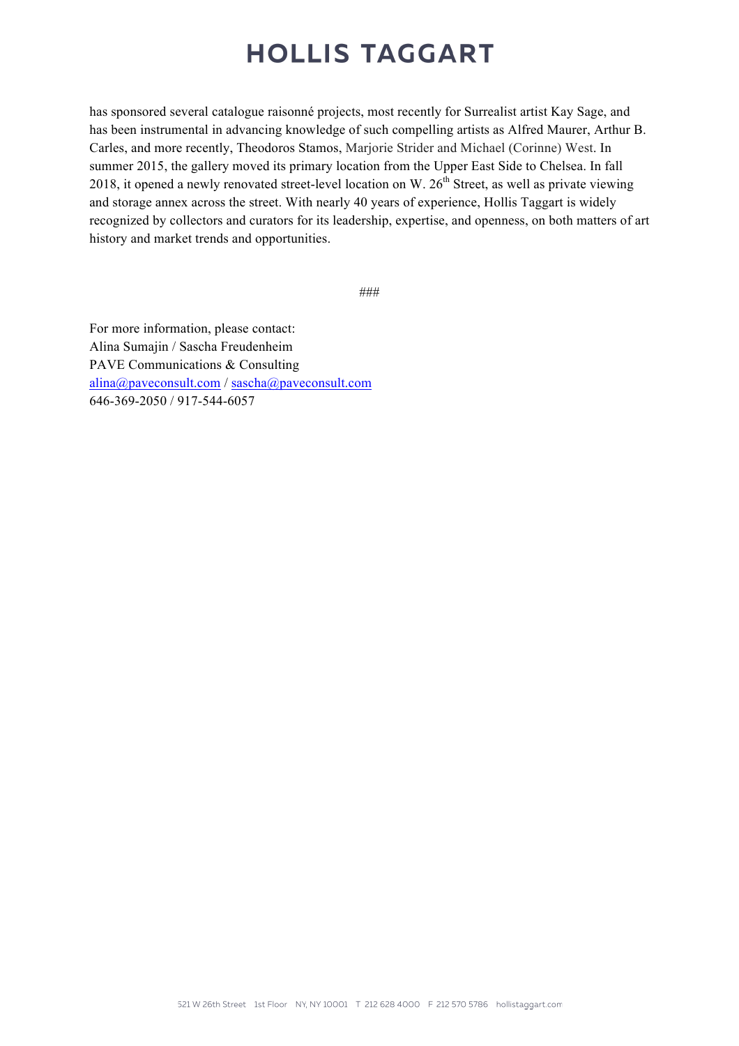has sponsored several catalogue raisonné projects, most recently for Surrealist artist Kay Sage, and has been instrumental in advancing knowledge of such compelling artists as Alfred Maurer, Arthur B. Carles, and more recently, Theodoros Stamos, Marjorie Strider and Michael (Corinne) West. In summer 2015, the gallery moved its primary location from the Upper East Side to Chelsea. In fall 2018, it opened a newly renovated street-level location on W. 26th Street, as well as private viewing and storage annex across the street. With nearly 40 years of experience, Hollis Taggart is widely recognized by collectors and curators for its leadership, expertise, and openness, on both matters of art history and market trends and opportunities.

###

For more information, please contact:
Alina Sumajin / Sascha Freudenheim
PAVE Communications & Consulting
alina@paveconsult.com / sascha@paveconsult.com
646-369-2050 / 917-544-6057